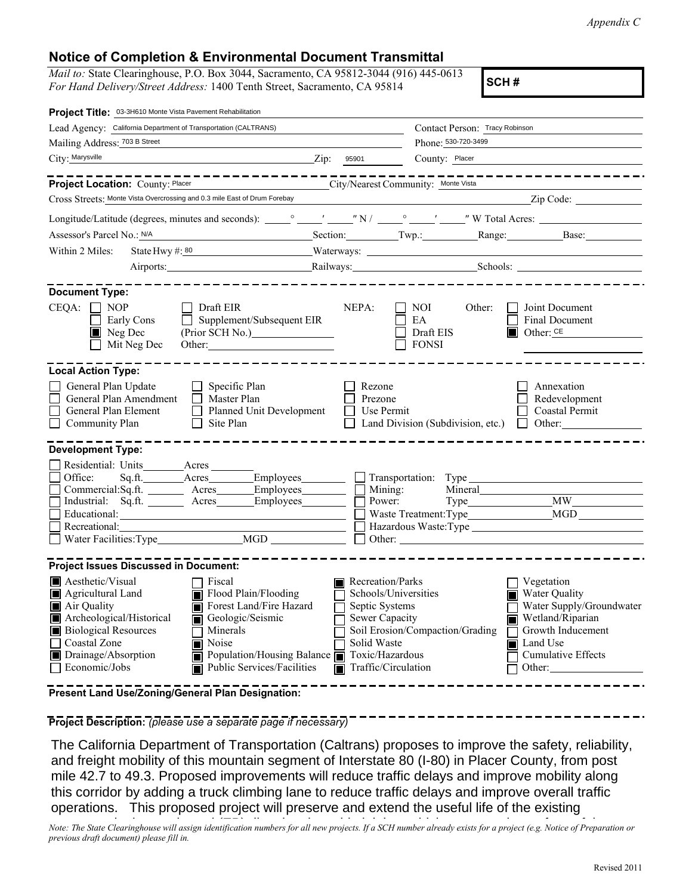*Appendix C*

## Notice of Completion & Environmental Document Transmittal

*Mail to:* State Clearinghouse, P.O. Box 3044, Sacramento, CA 95812-3044 (916) 445-0613
*For Hand Delivery/Street Address:* 1400 Tenth Street, Sacramento, CA 95814

**SCH #**

**Project Title:** 03-3H610 Monte Vista Pavement Rehabilitation

Lead Agency: California Department of Transportation (CALTRANS)
Contact Person: Tracy Robinson
Mailing Address: 703 B Street
Phone: 530-720-3499
City: Marysville  Zip: 95901
County: Placer

---

**Project Location:** County: Placer  City/Nearest Community: Monte Vista
Cross Streets: Monte Vista Overcrossing and 0.3 mile East of Drum Forebay  Zip Code:
Longitude/Latitude (degrees, minutes and seconds): \_\_\_° \_\_\_′ \_\_\_″ N / \_\_\_° \_\_\_′ \_\_\_″ W Total Acres:
Assessor's Parcel No.: N/A  Section:  Twp.:  Range:  Base:
Within 2 Miles: State Hwy #: 80  Waterways:
Airports:  Railways:  Schools:

---

**Document Type:**

CEQA:
- ☐ NOP
- ☐ Early Cons
- ☒ Neg Dec
- ☐ Mit Neg Dec
- ☐ Draft EIR
- ☐ Supplement/Subsequent EIR (Prior SCH No.)
- Other:

NEPA:
- ☐ NOI
- ☐ EA
- ☐ Draft EIS
- ☐ FONSI

Other:
- ☐ Joint Document
- ☐ Final Document
- ☒ Other: CE

---

**Local Action Type:**

- ☐ General Plan Update
- ☐ General Plan Amendment
- ☐ General Plan Element
- ☐ Community Plan
- ☐ Specific Plan
- ☐ Master Plan
- ☐ Planned Unit Development
- ☐ Site Plan
- ☐ Rezone
- ☐ Prezone
- ☐ Use Permit
- ☐ Land Division (Subdivision, etc.)
- ☐ Annexation
- ☐ Redevelopment
- ☐ Coastal Permit
- ☐ Other:

---

**Development Type:**

- ☐ Residential: Units \_\_\_ Acres \_\_\_
- ☐ Office: Sq.ft. \_\_\_ Acres \_\_\_ Employees \_\_\_
- ☐ Commercial: Sq.ft. \_\_\_ Acres \_\_\_ Employees \_\_\_
- ☐ Industrial: Sq.ft. \_\_\_ Acres \_\_\_ Employees \_\_\_
- ☐ Educational:
- ☐ Recreational:
- ☐ Water Facilities: Type \_\_\_ MGD \_\_\_
- ☐ Transportation: Type
- ☐ Mining: Mineral
- ☐ Power: Type \_\_\_ MW \_\_\_
- ☐ Waste Treatment: Type \_\_\_ MGD \_\_\_
- ☐ Hazardous Waste: Type
- ☐ Other:

---

**Project Issues Discussed in Document:**

- ☒ Aesthetic/Visual
- ☒ Agricultural Land
- ☒ Air Quality
- ☒ Archeological/Historical
- ☒ Biological Resources
- ☐ Coastal Zone
- ☒ Drainage/Absorption
- ☐ Economic/Jobs
- ☐ Fiscal
- ☒ Flood Plain/Flooding
- ☒ Forest Land/Fire Hazard
- ☒ Geologic/Seismic
- ☐ Minerals
- ☒ Noise
- ☒ Population/Housing Balance
- ☒ Public Services/Facilities
- ☒ Recreation/Parks
- ☐ Schools/Universities
- ☐ Septic Systems
- ☐ Sewer Capacity
- ☐ Soil Erosion/Compaction/Grading
- ☐ Solid Waste
- ☒ Toxic/Hazardous
- ☒ Traffic/Circulation
- ☐ Vegetation
- ☒ Water Quality
- ☐ Water Supply/Groundwater
- ☒ Wetland/Riparian
- ☐ Growth Inducement
- ☒ Land Use
- ☐ Cumulative Effects
- ☐ Other:

---

**Present Land Use/Zoning/General Plan Designation:**

---

**Project Description:** *(please use a separate page if necessary)*

The California Department of Transportation (Caltrans) proposes to improve the safety, reliability, and freight mobility of this mountain segment of Interstate 80 (I-80) in Placer County, from post mile 42.7 to 49.3. Proposed improvements will reduce traffic delays and improve mobility along this corridor by adding a truck climbing lane to reduce traffic delays and improve overall traffic operations. This proposed project will preserve and extend the useful life of the existing

*Note: The State Clearinghouse will assign identification numbers for all new projects. If a SCH number already exists for a project (e.g. Notice of Preparation or previous draft document) please fill in.*

Revised 2011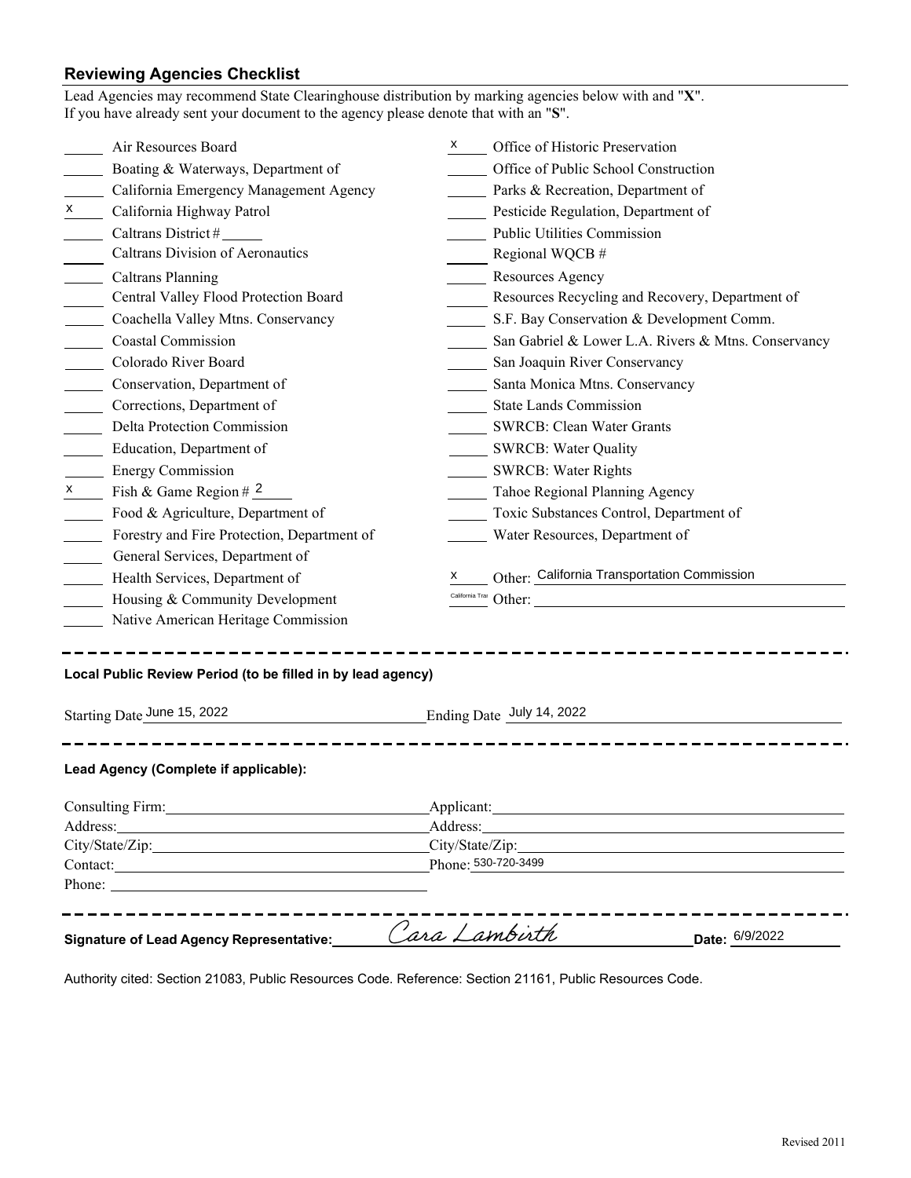## Reviewing Agencies Checklist

Lead Agencies may recommend State Clearinghouse distribution by marking agencies below with and "**X**".
If you have already sent your document to the agency please denote that with an "**S**".

| | | | |
|---|---|---|---|
| | Air Resources Board | x | Office of Historic Preservation |
| | Boating & Waterways, Department of | | Office of Public School Construction |
| | California Emergency Management Agency | | Parks & Recreation, Department of |
| x | California Highway Patrol | | Pesticide Regulation, Department of |
| | Caltrans District # | | Public Utilities Commission |
| | Caltrans Division of Aeronautics | | Regional WQCB # |
| | Caltrans Planning | | Resources Agency |
| | Central Valley Flood Protection Board | | Resources Recycling and Recovery, Department of |
| | Coachella Valley Mtns. Conservancy | | S.F. Bay Conservation & Development Comm. |
| | Coastal Commission | | San Gabriel & Lower L.A. Rivers & Mtns. Conservancy |
| | Colorado River Board | | San Joaquin River Conservancy |
| | Conservation, Department of | | Santa Monica Mtns. Conservancy |
| | Corrections, Department of | | State Lands Commission |
| | Delta Protection Commission | | SWRCB: Clean Water Grants |
| | Education, Department of | | SWRCB: Water Quality |
| | Energy Commission | | SWRCB: Water Rights |
| x | Fish & Game Region # 2 | | Tahoe Regional Planning Agency |
| | Food & Agriculture, Department of | | Toxic Substances Control, Department of |
| | Forestry and Fire Protection, Department of | | Water Resources, Department of |
| | General Services, Department of | | |
| | Health Services, Department of | x | Other: California Transportation Commission |
| | Housing & Community Development | California Tran | Other: |
| | Native American Heritage Commission | | |

---

**Local Public Review Period (to be filled in by lead agency)**

Starting Date June 15, 2022 Ending Date July 14, 2022

---

**Lead Agency (Complete if applicable):**

Consulting Firm: Applicant:
Address: Address:
City/State/Zip: City/State/Zip:
Contact: Phone: 530-720-3499
Phone:

---

**Signature of Lead Agency Representative:** Cara Lambirth **Date:** 6/9/2022

Authority cited: Section 21083, Public Resources Code. Reference: Section 21161, Public Resources Code.

Revised 2011